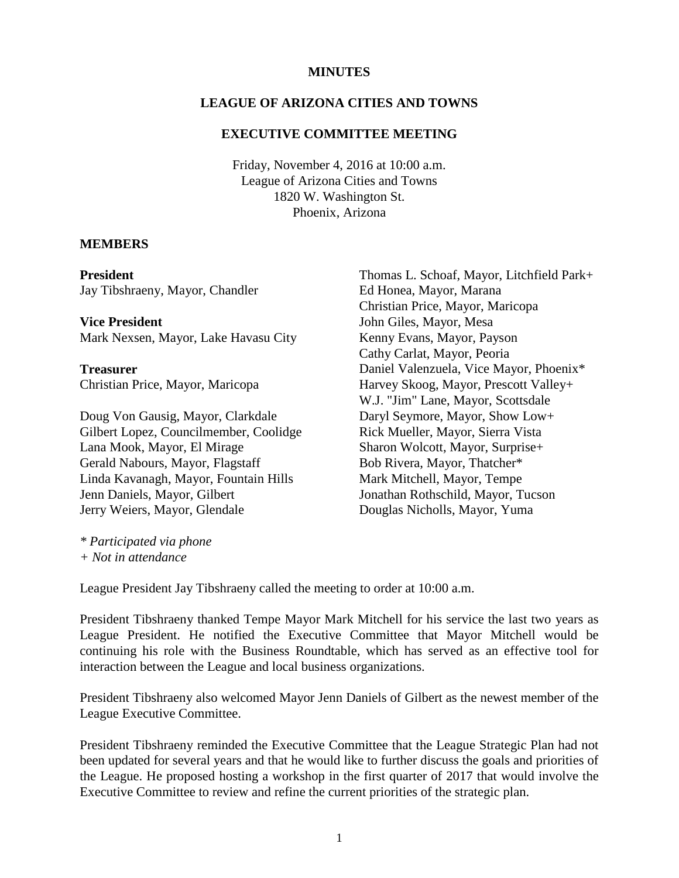# MINUTES

## LEAGUE OF ARIZONA CITIES AND TOWNS

## EXECUTIVE COMMITTEE MEETING

Friday, November 4, 2016 at 10:00 a.m.
League of Arizona Cities and Towns
1820 W. Washington St.
Phoenix, Arizona

**MEMBERS**

**President**
Jay Tibshraeny, Mayor, Chandler

**Vice President**
Mark Nexsen, Mayor, Lake Havasu City

**Treasurer**
Christian Price, Mayor, Maricopa

Doug Von Gausig, Mayor, Clarkdale
Gilbert Lopez, Councilmember, Coolidge
Lana Mook, Mayor, El Mirage
Gerald Nabours, Mayor, Flagstaff
Linda Kavanagh, Mayor, Fountain Hills
Jenn Daniels, Mayor, Gilbert
Jerry Weiers, Mayor, Glendale
Thomas L. Schoaf, Mayor, Litchfield Park+
Ed Honea, Mayor, Marana
Christian Price, Mayor, Maricopa
John Giles, Mayor, Mesa
Kenny Evans, Mayor, Payson
Cathy Carlat, Mayor, Peoria
Daniel Valenzuela, Vice Mayor, Phoenix*
Harvey Skoog, Mayor, Prescott Valley+
W.J. "Jim" Lane, Mayor, Scottsdale
Daryl Seymore, Mayor, Show Low+
Rick Mueller, Mayor, Sierra Vista
Sharon Wolcott, Mayor, Surprise+
Bob Rivera, Mayor, Thatcher*
Mark Mitchell, Mayor, Tempe
Jonathan Rothschild, Mayor, Tucson
Douglas Nicholls, Mayor, Yuma

*\* Participated via phone*
*+ Not in attendance*

League President Jay Tibshraeny called the meeting to order at 10:00 a.m.

President Tibshraeny thanked Tempe Mayor Mark Mitchell for his service the last two years as League President. He notified the Executive Committee that Mayor Mitchell would be continuing his role with the Business Roundtable, which has served as an effective tool for interaction between the League and local business organizations.

President Tibshraeny also welcomed Mayor Jenn Daniels of Gilbert as the newest member of the League Executive Committee.

President Tibshraeny reminded the Executive Committee that the League Strategic Plan had not been updated for several years and that he would like to further discuss the goals and priorities of the League. He proposed hosting a workshop in the first quarter of 2017 that would involve the Executive Committee to review and refine the current priorities of the strategic plan.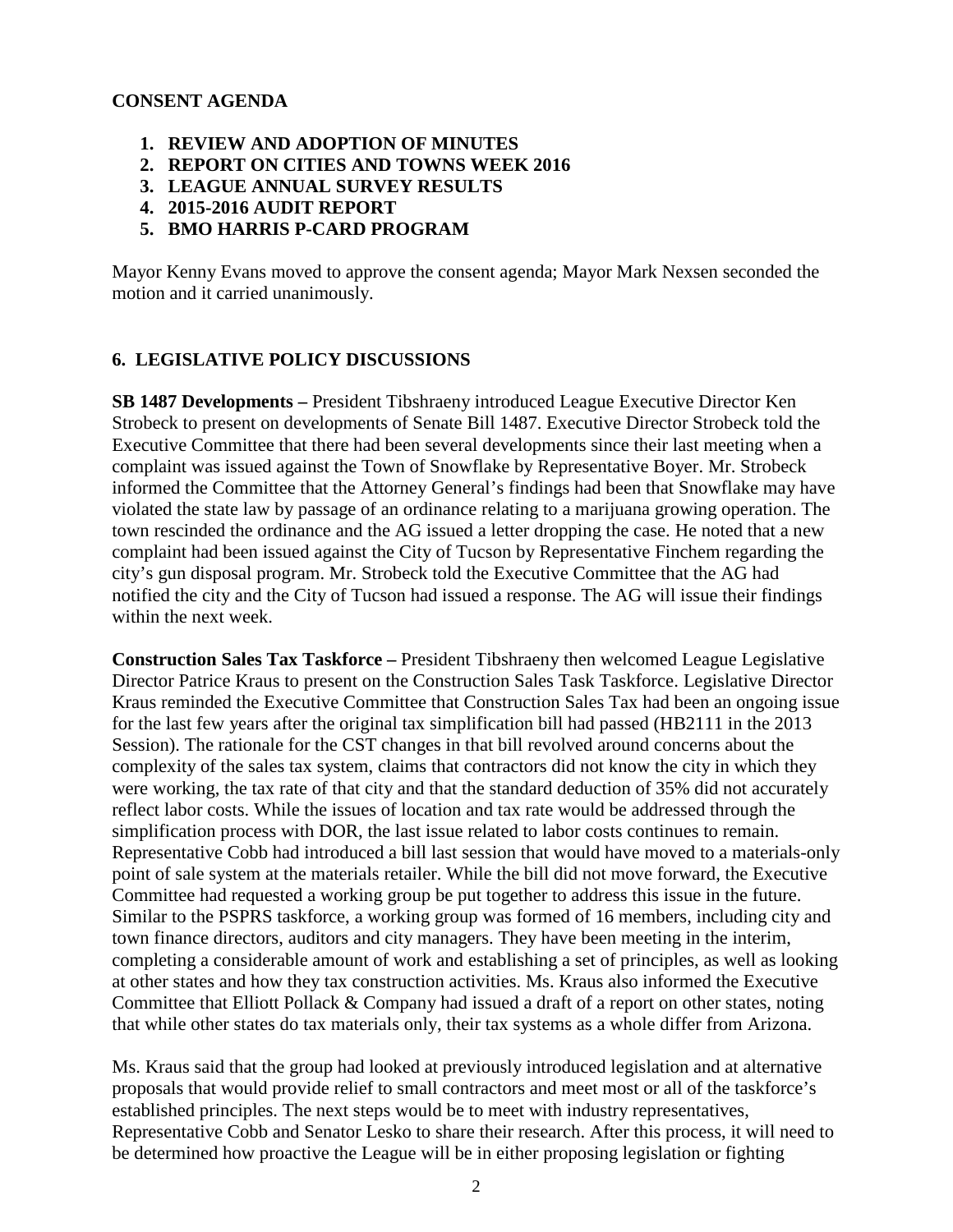## CONSENT AGENDA

1. **REVIEW AND ADOPTION OF MINUTES**
2. **REPORT ON CITIES AND TOWNS WEEK 2016**
3. **LEAGUE ANNUAL SURVEY RESULTS**
4. **2015-2016 AUDIT REPORT**
5. **BMO HARRIS P-CARD PROGRAM**

Mayor Kenny Evans moved to approve the consent agenda; Mayor Mark Nexsen seconded the motion and it carried unanimously.

## 6. LEGISLATIVE POLICY DISCUSSIONS

**SB 1487 Developments –** President Tibshraeny introduced League Executive Director Ken Strobeck to present on developments of Senate Bill 1487. Executive Director Strobeck told the Executive Committee that there had been several developments since their last meeting when a complaint was issued against the Town of Snowflake by Representative Boyer. Mr. Strobeck informed the Committee that the Attorney General's findings had been that Snowflake may have violated the state law by passage of an ordinance relating to a marijuana growing operation. The town rescinded the ordinance and the AG issued a letter dropping the case. He noted that a new complaint had been issued against the City of Tucson by Representative Finchem regarding the city's gun disposal program. Mr. Strobeck told the Executive Committee that the AG had notified the city and the City of Tucson had issued a response. The AG will issue their findings within the next week.

**Construction Sales Tax Taskforce –** President Tibshraeny then welcomed League Legislative Director Patrice Kraus to present on the Construction Sales Task Taskforce. Legislative Director Kraus reminded the Executive Committee that Construction Sales Tax had been an ongoing issue for the last few years after the original tax simplification bill had passed (HB2111 in the 2013 Session). The rationale for the CST changes in that bill revolved around concerns about the complexity of the sales tax system, claims that contractors did not know the city in which they were working, the tax rate of that city and that the standard deduction of 35% did not accurately reflect labor costs. While the issues of location and tax rate would be addressed through the simplification process with DOR, the last issue related to labor costs continues to remain. Representative Cobb had introduced a bill last session that would have moved to a materials-only point of sale system at the materials retailer. While the bill did not move forward, the Executive Committee had requested a working group be put together to address this issue in the future. Similar to the PSPRS taskforce, a working group was formed of 16 members, including city and town finance directors, auditors and city managers. They have been meeting in the interim, completing a considerable amount of work and establishing a set of principles, as well as looking at other states and how they tax construction activities. Ms. Kraus also informed the Executive Committee that Elliott Pollack & Company had issued a draft of a report on other states, noting that while other states do tax materials only, their tax systems as a whole differ from Arizona.

Ms. Kraus said that the group had looked at previously introduced legislation and at alternative proposals that would provide relief to small contractors and meet most or all of the taskforce's established principles. The next steps would be to meet with industry representatives, Representative Cobb and Senator Lesko to share their research. After this process, it will need to be determined how proactive the League will be in either proposing legislation or fighting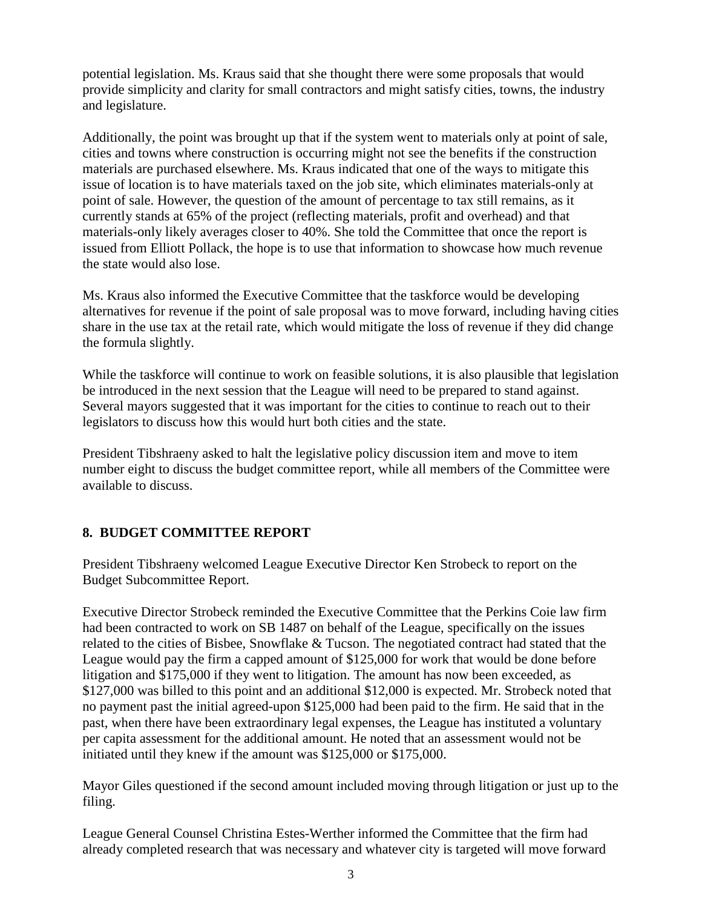potential legislation. Ms. Kraus said that she thought there were some proposals that would provide simplicity and clarity for small contractors and might satisfy cities, towns, the industry and legislature.

Additionally, the point was brought up that if the system went to materials only at point of sale, cities and towns where construction is occurring might not see the benefits if the construction materials are purchased elsewhere. Ms. Kraus indicated that one of the ways to mitigate this issue of location is to have materials taxed on the job site, which eliminates materials-only at point of sale. However, the question of the amount of percentage to tax still remains, as it currently stands at 65% of the project (reflecting materials, profit and overhead) and that materials-only likely averages closer to 40%. She told the Committee that once the report is issued from Elliott Pollack, the hope is to use that information to showcase how much revenue the state would also lose.

Ms. Kraus also informed the Executive Committee that the taskforce would be developing alternatives for revenue if the point of sale proposal was to move forward, including having cities share in the use tax at the retail rate, which would mitigate the loss of revenue if they did change the formula slightly.

While the taskforce will continue to work on feasible solutions, it is also plausible that legislation be introduced in the next session that the League will need to be prepared to stand against. Several mayors suggested that it was important for the cities to continue to reach out to their legislators to discuss how this would hurt both cities and the state.

President Tibshraeny asked to halt the legislative policy discussion item and move to item number eight to discuss the budget committee report, while all members of the Committee were available to discuss.

## 8. BUDGET COMMITTEE REPORT

President Tibshraeny welcomed League Executive Director Ken Strobeck to report on the Budget Subcommittee Report.

Executive Director Strobeck reminded the Executive Committee that the Perkins Coie law firm had been contracted to work on SB 1487 on behalf of the League, specifically on the issues related to the cities of Bisbee, Snowflake & Tucson. The negotiated contract had stated that the League would pay the firm a capped amount of $125,000 for work that would be done before litigation and $175,000 if they went to litigation. The amount has now been exceeded, as $127,000 was billed to this point and an additional $12,000 is expected. Mr. Strobeck noted that no payment past the initial agreed-upon $125,000 had been paid to the firm. He said that in the past, when there have been extraordinary legal expenses, the League has instituted a voluntary per capita assessment for the additional amount. He noted that an assessment would not be initiated until they knew if the amount was $125,000 or $175,000.

Mayor Giles questioned if the second amount included moving through litigation or just up to the filing.

League General Counsel Christina Estes-Werther informed the Committee that the firm had already completed research that was necessary and whatever city is targeted will move forward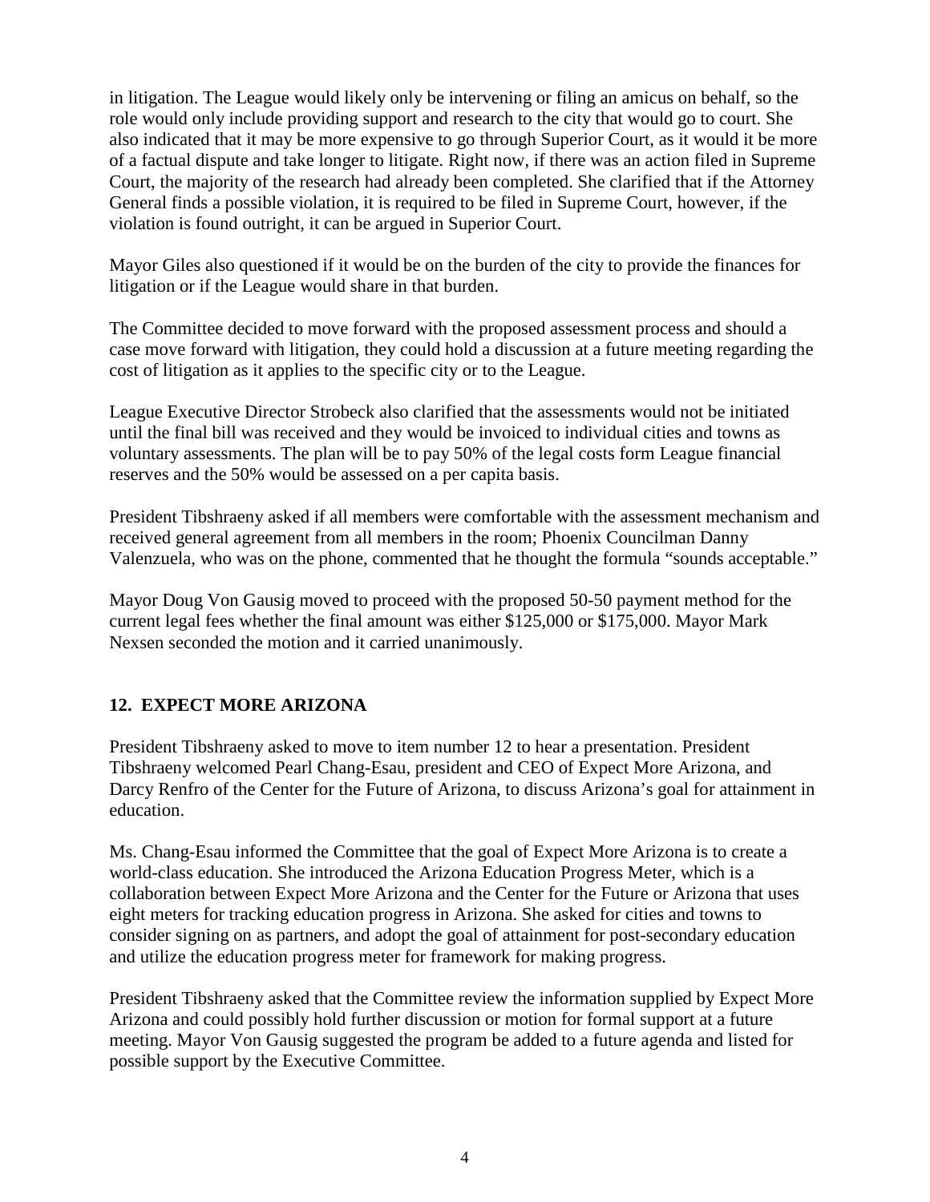in litigation. The League would likely only be intervening or filing an amicus on behalf, so the role would only include providing support and research to the city that would go to court. She also indicated that it may be more expensive to go through Superior Court, as it would it be more of a factual dispute and take longer to litigate. Right now, if there was an action filed in Supreme Court, the majority of the research had already been completed. She clarified that if the Attorney General finds a possible violation, it is required to be filed in Supreme Court, however, if the violation is found outright, it can be argued in Superior Court.

Mayor Giles also questioned if it would be on the burden of the city to provide the finances for litigation or if the League would share in that burden.

The Committee decided to move forward with the proposed assessment process and should a case move forward with litigation, they could hold a discussion at a future meeting regarding the cost of litigation as it applies to the specific city or to the League.

League Executive Director Strobeck also clarified that the assessments would not be initiated until the final bill was received and they would be invoiced to individual cities and towns as voluntary assessments. The plan will be to pay 50% of the legal costs form League financial reserves and the 50% would be assessed on a per capita basis.

President Tibshraeny asked if all members were comfortable with the assessment mechanism and received general agreement from all members in the room; Phoenix Councilman Danny Valenzuela, who was on the phone, commented that he thought the formula "sounds acceptable."

Mayor Doug Von Gausig moved to proceed with the proposed 50-50 payment method for the current legal fees whether the final amount was either $125,000 or $175,000. Mayor Mark Nexsen seconded the motion and it carried unanimously.

## 12. EXPECT MORE ARIZONA

President Tibshraeny asked to move to item number 12 to hear a presentation. President Tibshraeny welcomed Pearl Chang-Esau, president and CEO of Expect More Arizona, and Darcy Renfro of the Center for the Future of Arizona, to discuss Arizona's goal for attainment in education.

Ms. Chang-Esau informed the Committee that the goal of Expect More Arizona is to create a world-class education. She introduced the Arizona Education Progress Meter, which is a collaboration between Expect More Arizona and the Center for the Future or Arizona that uses eight meters for tracking education progress in Arizona. She asked for cities and towns to consider signing on as partners, and adopt the goal of attainment for post-secondary education and utilize the education progress meter for framework for making progress.

President Tibshraeny asked that the Committee review the information supplied by Expect More Arizona and could possibly hold further discussion or motion for formal support at a future meeting. Mayor Von Gausig suggested the program be added to a future agenda and listed for possible support by the Executive Committee.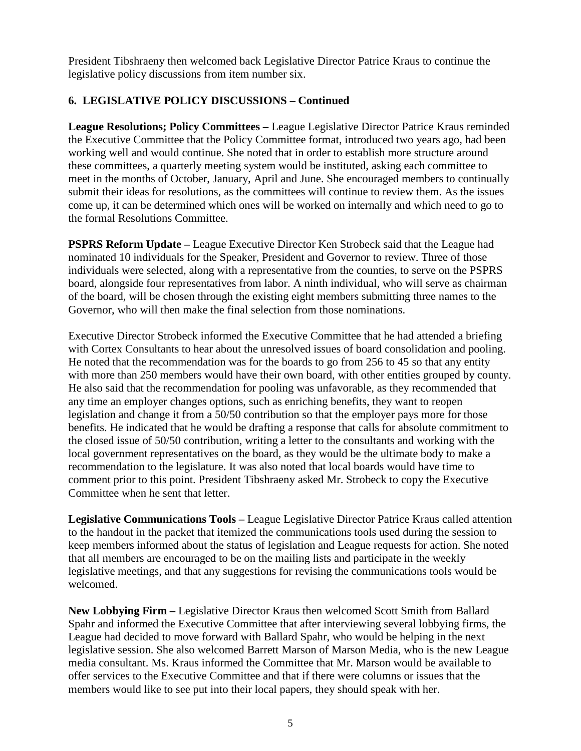President Tibshraeny then welcomed back Legislative Director Patrice Kraus to continue the legislative policy discussions from item number six.

**6. LEGISLATIVE POLICY DISCUSSIONS – Continued**

**League Resolutions; Policy Committees –** League Legislative Director Patrice Kraus reminded the Executive Committee that the Policy Committee format, introduced two years ago, had been working well and would continue. She noted that in order to establish more structure around these committees, a quarterly meeting system would be instituted, asking each committee to meet in the months of October, January, April and June. She encouraged members to continually submit their ideas for resolutions, as the committees will continue to review them. As the issues come up, it can be determined which ones will be worked on internally and which need to go to the formal Resolutions Committee.

**PSPRS Reform Update –** League Executive Director Ken Strobeck said that the League had nominated 10 individuals for the Speaker, President and Governor to review. Three of those individuals were selected, along with a representative from the counties, to serve on the PSPRS board, alongside four representatives from labor. A ninth individual, who will serve as chairman of the board, will be chosen through the existing eight members submitting three names to the Governor, who will then make the final selection from those nominations.

Executive Director Strobeck informed the Executive Committee that he had attended a briefing with Cortex Consultants to hear about the unresolved issues of board consolidation and pooling. He noted that the recommendation was for the boards to go from 256 to 45 so that any entity with more than 250 members would have their own board, with other entities grouped by county. He also said that the recommendation for pooling was unfavorable, as they recommended that any time an employer changes options, such as enriching benefits, they want to reopen legislation and change it from a 50/50 contribution so that the employer pays more for those benefits. He indicated that he would be drafting a response that calls for absolute commitment to the closed issue of 50/50 contribution, writing a letter to the consultants and working with the local government representatives on the board, as they would be the ultimate body to make a recommendation to the legislature. It was also noted that local boards would have time to comment prior to this point. President Tibshraeny asked Mr. Strobeck to copy the Executive Committee when he sent that letter.

**Legislative Communications Tools –** League Legislative Director Patrice Kraus called attention to the handout in the packet that itemized the communications tools used during the session to keep members informed about the status of legislation and League requests for action. She noted that all members are encouraged to be on the mailing lists and participate in the weekly legislative meetings, and that any suggestions for revising the communications tools would be welcomed.

**New Lobbying Firm –** Legislative Director Kraus then welcomed Scott Smith from Ballard Spahr and informed the Executive Committee that after interviewing several lobbying firms, the League had decided to move forward with Ballard Spahr, who would be helping in the next legislative session. She also welcomed Barrett Marson of Marson Media, who is the new League media consultant. Ms. Kraus informed the Committee that Mr. Marson would be available to offer services to the Executive Committee and that if there were columns or issues that the members would like to see put into their local papers, they should speak with her.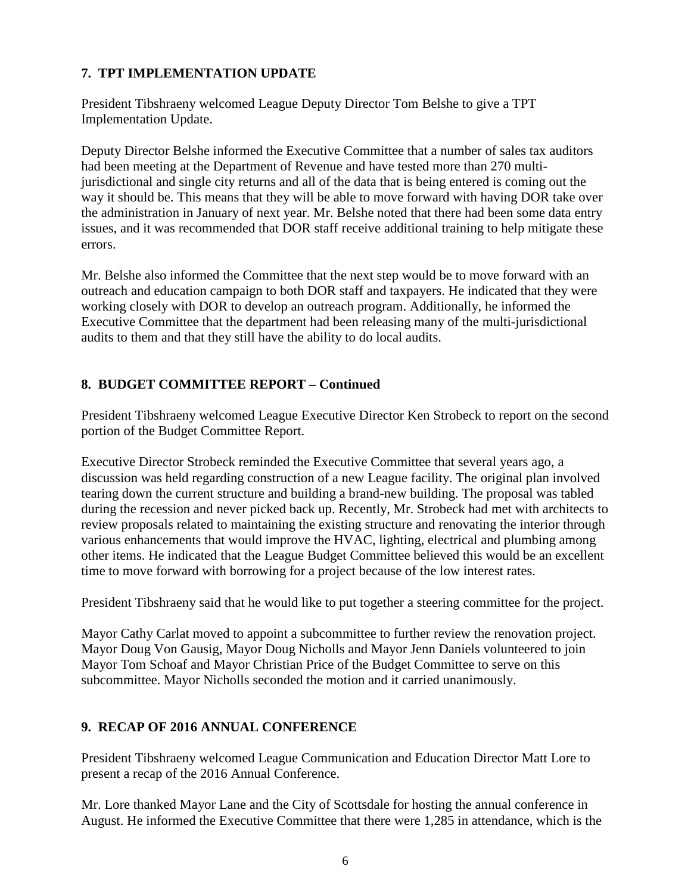## 7. TPT IMPLEMENTATION UPDATE

President Tibshraeny welcomed League Deputy Director Tom Belshe to give a TPT Implementation Update.

Deputy Director Belshe informed the Executive Committee that a number of sales tax auditors had been meeting at the Department of Revenue and have tested more than 270 multi-jurisdictional and single city returns and all of the data that is being entered is coming out the way it should be. This means that they will be able to move forward with having DOR take over the administration in January of next year. Mr. Belshe noted that there had been some data entry issues, and it was recommended that DOR staff receive additional training to help mitigate these errors.

Mr. Belshe also informed the Committee that the next step would be to move forward with an outreach and education campaign to both DOR staff and taxpayers. He indicated that they were working closely with DOR to develop an outreach program. Additionally, he informed the Executive Committee that the department had been releasing many of the multi-jurisdictional audits to them and that they still have the ability to do local audits.

## 8. BUDGET COMMITTEE REPORT – Continued

President Tibshraeny welcomed League Executive Director Ken Strobeck to report on the second portion of the Budget Committee Report.

Executive Director Strobeck reminded the Executive Committee that several years ago, a discussion was held regarding construction of a new League facility. The original plan involved tearing down the current structure and building a brand-new building. The proposal was tabled during the recession and never picked back up. Recently, Mr. Strobeck had met with architects to review proposals related to maintaining the existing structure and renovating the interior through various enhancements that would improve the HVAC, lighting, electrical and plumbing among other items. He indicated that the League Budget Committee believed this would be an excellent time to move forward with borrowing for a project because of the low interest rates.

President Tibshraeny said that he would like to put together a steering committee for the project.

Mayor Cathy Carlat moved to appoint a subcommittee to further review the renovation project. Mayor Doug Von Gausig, Mayor Doug Nicholls and Mayor Jenn Daniels volunteered to join Mayor Tom Schoaf and Mayor Christian Price of the Budget Committee to serve on this subcommittee. Mayor Nicholls seconded the motion and it carried unanimously.

## 9. RECAP OF 2016 ANNUAL CONFERENCE

President Tibshraeny welcomed League Communication and Education Director Matt Lore to present a recap of the 2016 Annual Conference.

Mr. Lore thanked Mayor Lane and the City of Scottsdale for hosting the annual conference in August. He informed the Executive Committee that there were 1,285 in attendance, which is the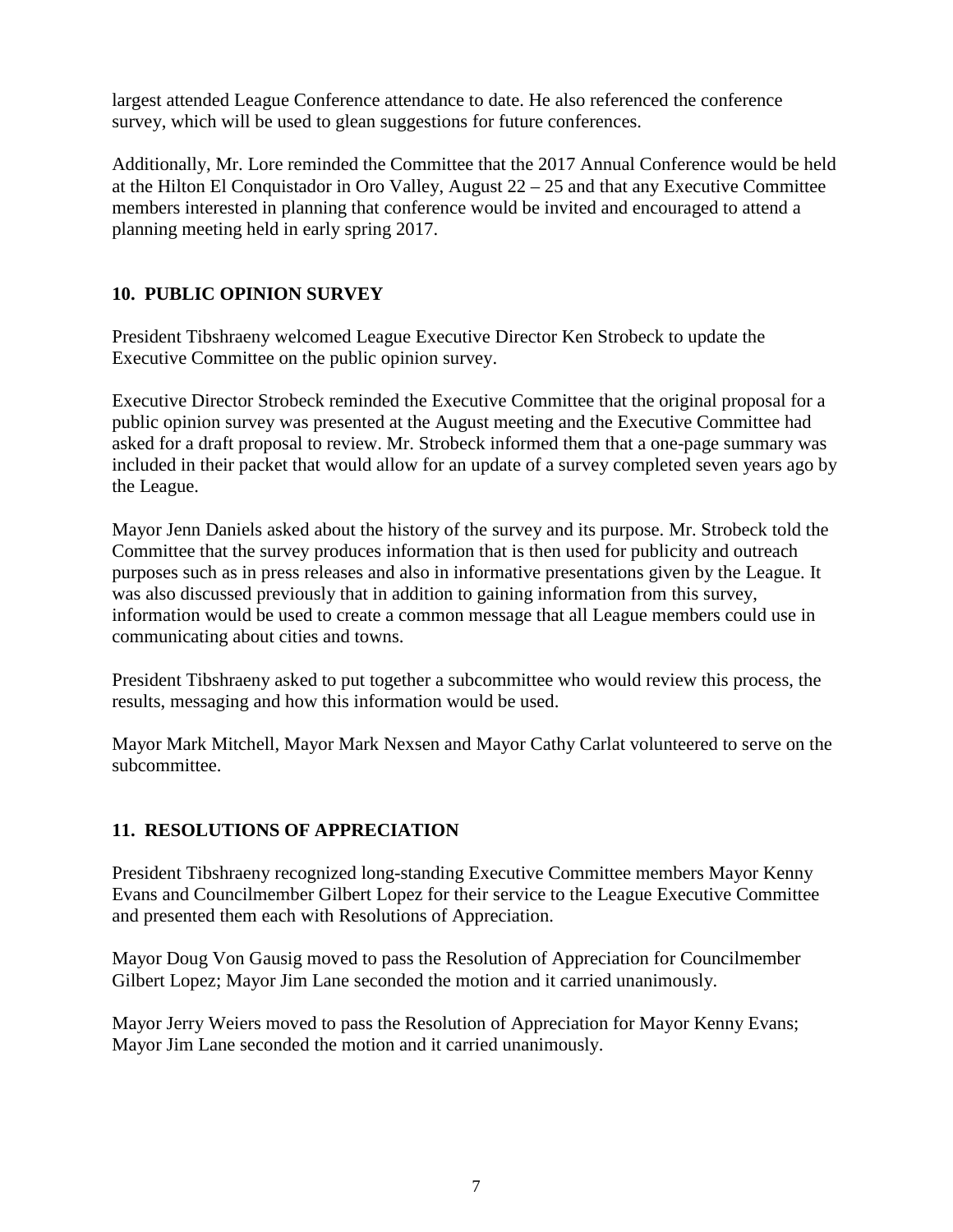largest attended League Conference attendance to date. He also referenced the conference survey, which will be used to glean suggestions for future conferences.

Additionally, Mr. Lore reminded the Committee that the 2017 Annual Conference would be held at the Hilton El Conquistador in Oro Valley, August 22 – 25 and that any Executive Committee members interested in planning that conference would be invited and encouraged to attend a planning meeting held in early spring 2017.

## 10. PUBLIC OPINION SURVEY

President Tibshraeny welcomed League Executive Director Ken Strobeck to update the Executive Committee on the public opinion survey.

Executive Director Strobeck reminded the Executive Committee that the original proposal for a public opinion survey was presented at the August meeting and the Executive Committee had asked for a draft proposal to review. Mr. Strobeck informed them that a one-page summary was included in their packet that would allow for an update of a survey completed seven years ago by the League.

Mayor Jenn Daniels asked about the history of the survey and its purpose. Mr. Strobeck told the Committee that the survey produces information that is then used for publicity and outreach purposes such as in press releases and also in informative presentations given by the League. It was also discussed previously that in addition to gaining information from this survey, information would be used to create a common message that all League members could use in communicating about cities and towns.

President Tibshraeny asked to put together a subcommittee who would review this process, the results, messaging and how this information would be used.

Mayor Mark Mitchell, Mayor Mark Nexsen and Mayor Cathy Carlat volunteered to serve on the subcommittee.

## 11. RESOLUTIONS OF APPRECIATION

President Tibshraeny recognized long-standing Executive Committee members Mayor Kenny Evans and Councilmember Gilbert Lopez for their service to the League Executive Committee and presented them each with Resolutions of Appreciation.

Mayor Doug Von Gausig moved to pass the Resolution of Appreciation for Councilmember Gilbert Lopez; Mayor Jim Lane seconded the motion and it carried unanimously.

Mayor Jerry Weiers moved to pass the Resolution of Appreciation for Mayor Kenny Evans; Mayor Jim Lane seconded the motion and it carried unanimously.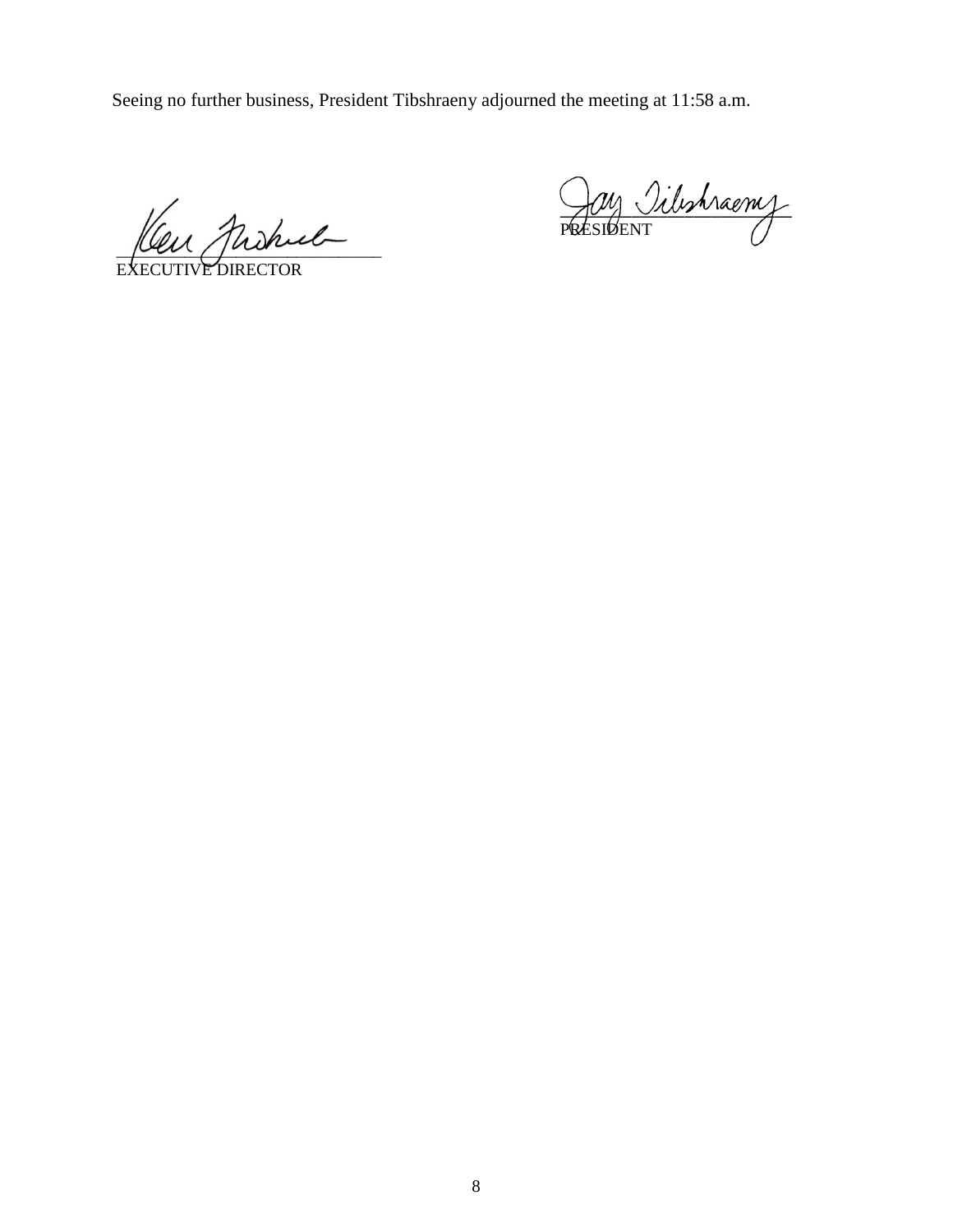Seeing no further business, President Tibshraeny adjourned the meeting at 11:58 a.m.

_______________________________
EXECUTIVE DIRECTOR

_______________________________
PRESIDENT